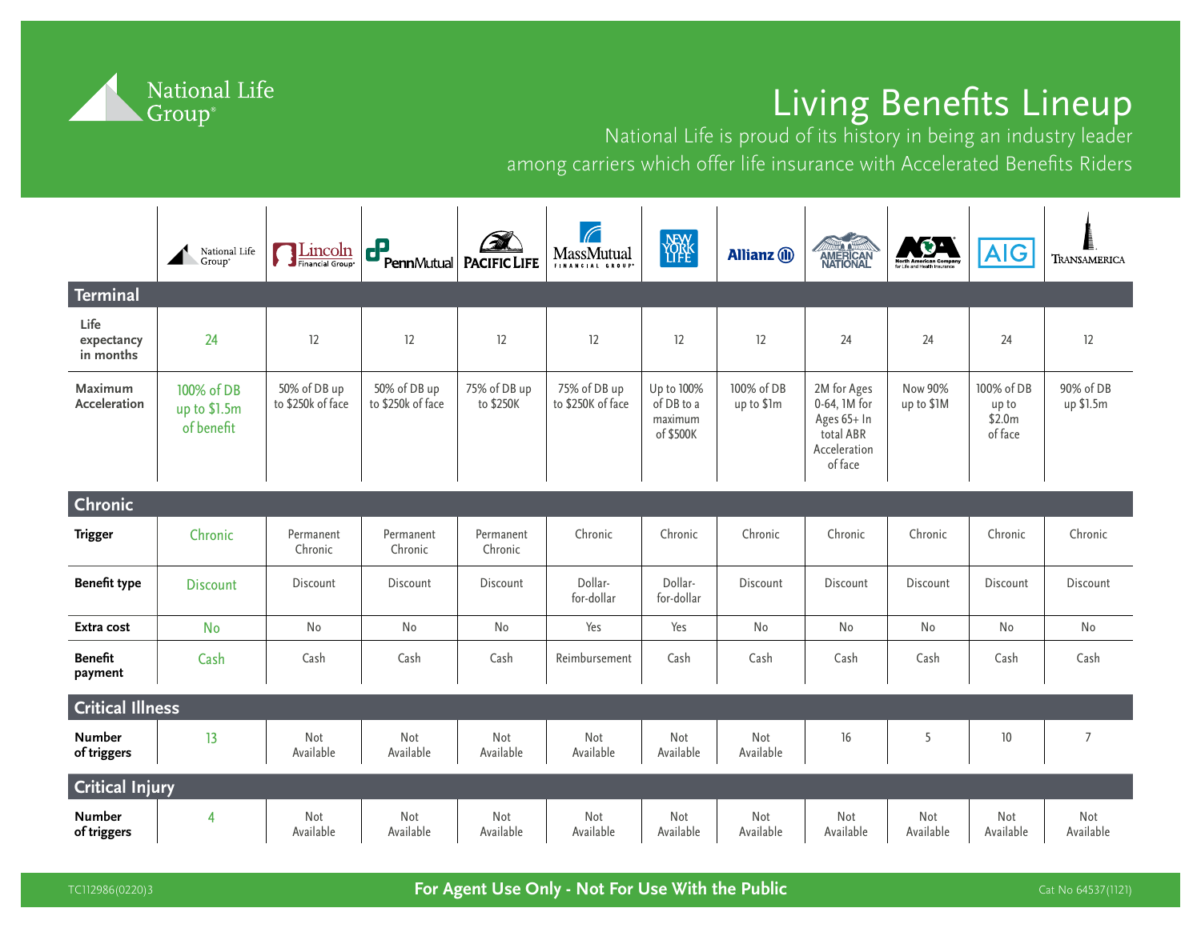# Living Benefits Lineup

National Life is proud of its history in being an industry leader among carriers which offer life insurance with Accelerated Benefits Riders

| | National Life Group | Lincoln Financial Group | PennMutual | Pacific Life | MassMutual Financial Group | New York Life | Allianz | American National | North American Company for Life and Health Insurance | AIG | Transamerica |
|---|---|---|---|---|---|---|---|---|---|---|---|
| **Terminal** | | | | | | | | | | | |
| Life expectancy in months | 24 | 12 | 12 | 12 | 12 | 12 | 12 | 24 | 24 | 24 | 12 |
| Maximum Acceleration | 100% of DB up to $1.5m of benefit | 50% of DB up to $250k of face | 50% of DB up to $250k of face | 75% of DB up to $250K | 75% of DB up to $250K of face | Up to 100% of DB to a maximum of $500K | 100% of DB up to $1m | 2M for Ages 0-64, 1M for Ages 65+ In total ABR Acceleration of face | Now 90% up to $1M | 100% of DB up to $2.0m of face | 90% of DB up $1.5m |
| **Chronic** | | | | | | | | | | | |
| Trigger | Chronic | Permanent Chronic | Permanent Chronic | Permanent Chronic | Chronic | Chronic | Chronic | Chronic | Chronic | Chronic | Chronic |
| Benefit type | Discount | Discount | Discount | Discount | Dollar-for-dollar | Dollar-for-dollar | Discount | Discount | Discount | Discount | Discount |
| Extra cost | No | No | No | No | Yes | Yes | No | No | No | No | No |
| Benefit payment | Cash | Cash | Cash | Cash | Reimbursement | Cash | Cash | Cash | Cash | Cash | Cash |
| **Critical Illness** | | | | | | | | | | | |
| Number of triggers | 13 | Not Available | Not Available | Not Available | Not Available | Not Available | Not Available | 16 | 5 | 10 | 7 |
| **Critical Injury** | | | | | | | | | | | |
| Number of triggers | 4 | Not Available | Not Available | Not Available | Not Available | Not Available | Not Available | Not Available | Not Available | Not Available | Not Available |

TC112986(0220)3

**For Agent Use Only - Not For Use With the Public**

Cat No 64537(1121)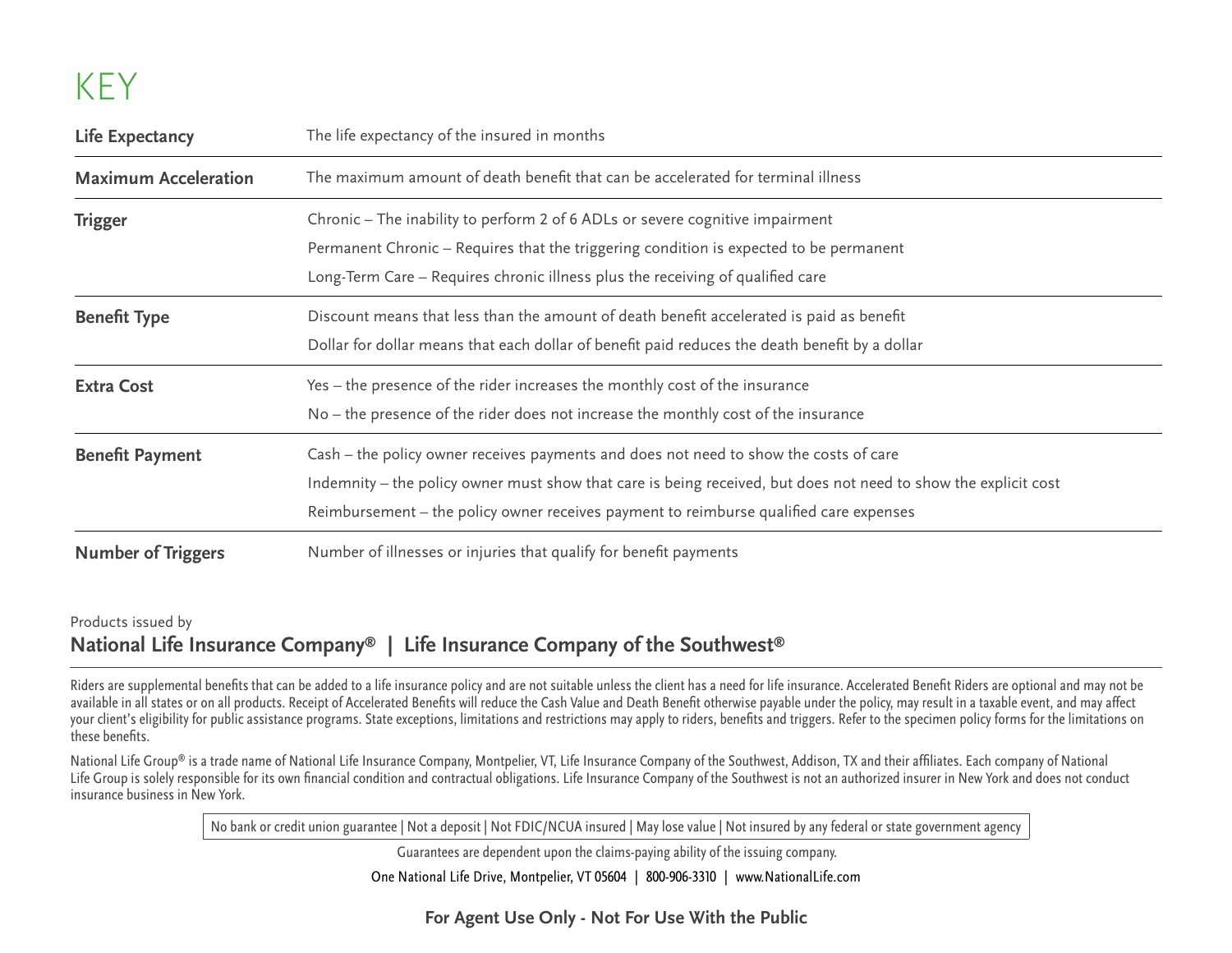# KEY

| | |
|---|---|
| **Life Expectancy** | The life expectancy of the insured in months |
| **Maximum Acceleration** | The maximum amount of death benefit that can be accelerated for terminal illness |
| **Trigger** | Chronic – The inability to perform 2 of 6 ADLs or severe cognitive impairment<br>Permanent Chronic – Requires that the triggering condition is expected to be permanent<br>Long-Term Care – Requires chronic illness plus the receiving of qualified care |
| **Benefit Type** | Discount means that less than the amount of death benefit accelerated is paid as benefit<br>Dollar for dollar means that each dollar of benefit paid reduces the death benefit by a dollar |
| **Extra Cost** | Yes – the presence of the rider increases the monthly cost of the insurance<br>No – the presence of the rider does not increase the monthly cost of the insurance |
| **Benefit Payment** | Cash – the policy owner receives payments and does not need to show the costs of care<br>Indemnity – the policy owner must show that care is being received, but does not need to show the explicit cost<br>Reimbursement – the policy owner receives payment to reimburse qualified care expenses |
| **Number of Triggers** | Number of illnesses or injuries that qualify for benefit payments |

Products issued by
**National Life Insurance Company® | Life Insurance Company of the Southwest®**

Riders are supplemental benefits that can be added to a life insurance policy and are not suitable unless the client has a need for life insurance. Accelerated Benefit Riders are optional and may not be available in all states or on all products. Receipt of Accelerated Benefits will reduce the Cash Value and Death Benefit otherwise payable under the policy, may result in a taxable event, and may affect your client's eligibility for public assistance programs. State exceptions, limitations and restrictions may apply to riders, benefits and triggers. Refer to the specimen policy forms for the limitations on these benefits.

National Life Group® is a trade name of National Life Insurance Company, Montpelier, VT, Life Insurance Company of the Southwest, Addison, TX and their affiliates. Each company of National Life Group is solely responsible for its own financial condition and contractual obligations. Life Insurance Company of the Southwest is not an authorized insurer in New York and does not conduct insurance business in New York.

No bank or credit union guarantee | Not a deposit | Not FDIC/NCUA insured | May lose value | Not insured by any federal or state government agency

Guarantees are dependent upon the claims-paying ability of the issuing company.

One National Life Drive, Montpelier, VT 05604 | 800-906-3310 | www.NationalLife.com

**For Agent Use Only - Not For Use With the Public**